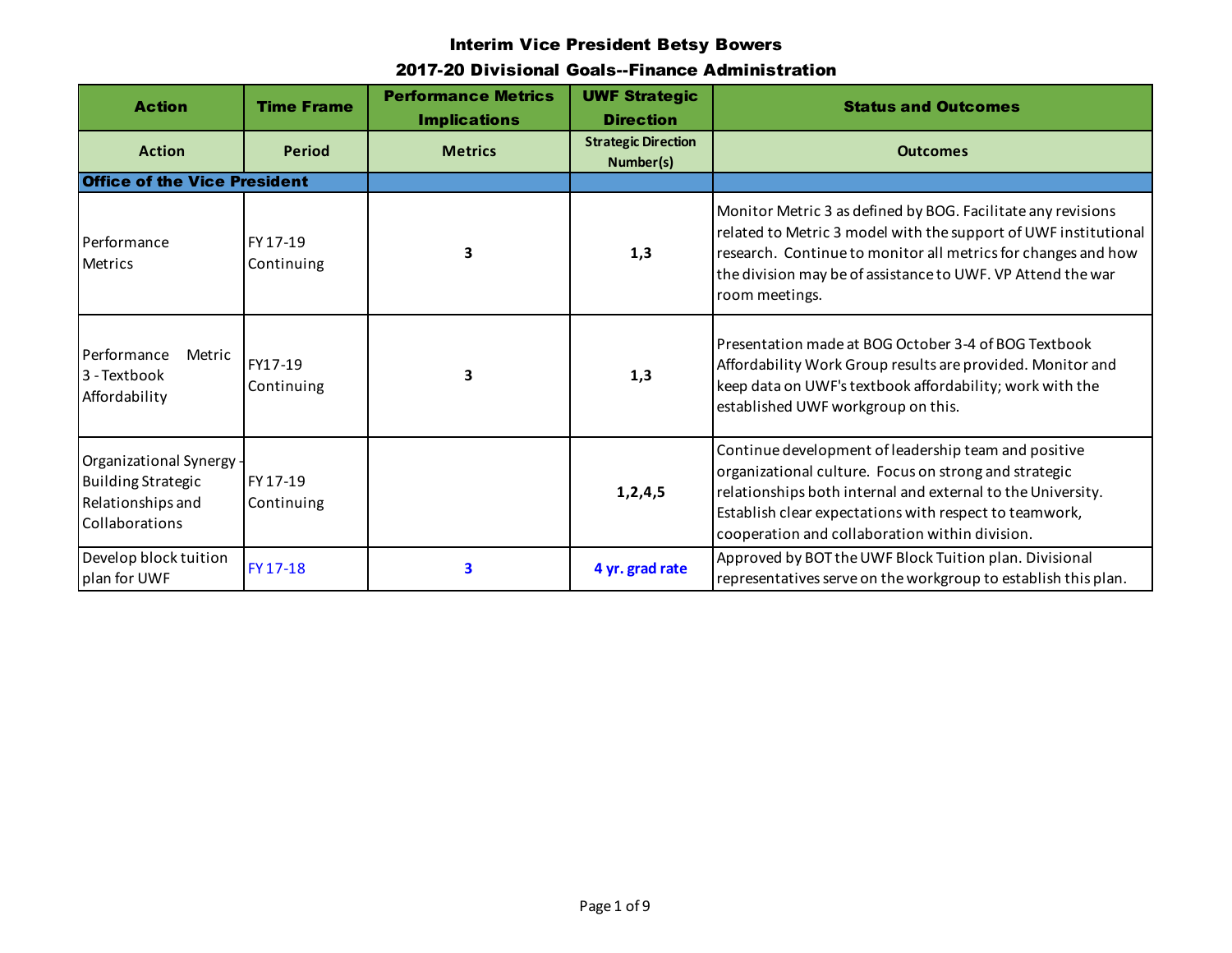# Interim Vice President Betsy Bowers

## 2017-20 Divisional Goals--Finance Administration

| Action | Time Frame | Performance Metrics Implications | UWF Strategic Direction | Status and Outcomes |
|---|---|---|---|---|
| Action | Period | Metrics | Strategic Direction Number(s) | Outcomes |
| **Office of the Vice President** | | | | |
| Performance Metrics | FY 17-19 Continuing | **3** | **1,3** | Monitor Metric 3 as defined by BOG. Facilitate any revisions related to Metric 3 model with the support of UWF institutional research. Continue to monitor all metrics for changes and how the division may be of assistance to UWF. VP Attend the war room meetings. |
| Performance Metric 3 - Textbook Affordability | FY17-19 Continuing | **3** | **1,3** | Presentation made at BOG October 3-4 of BOG Textbook Affordability Work Group results are provided. Monitor and keep data on UWF's textbook affordability; work with the established UWF workgroup on this. |
| Organizational Synergy - Building Strategic Relationships and Collaborations | FY 17-19 Continuing | | **1,2,4,5** | Continue development of leadership team and positive organizational culture. Focus on strong and strategic relationships both internal and external to the University. Establish clear expectations with respect to teamwork, cooperation and collaboration within division. |
| Develop block tuition plan for UWF | FY 17-18 | **3** | **4 yr. grad rate** | Approved by BOT the UWF Block Tuition plan. Divisional representatives serve on the workgroup to establish this plan. |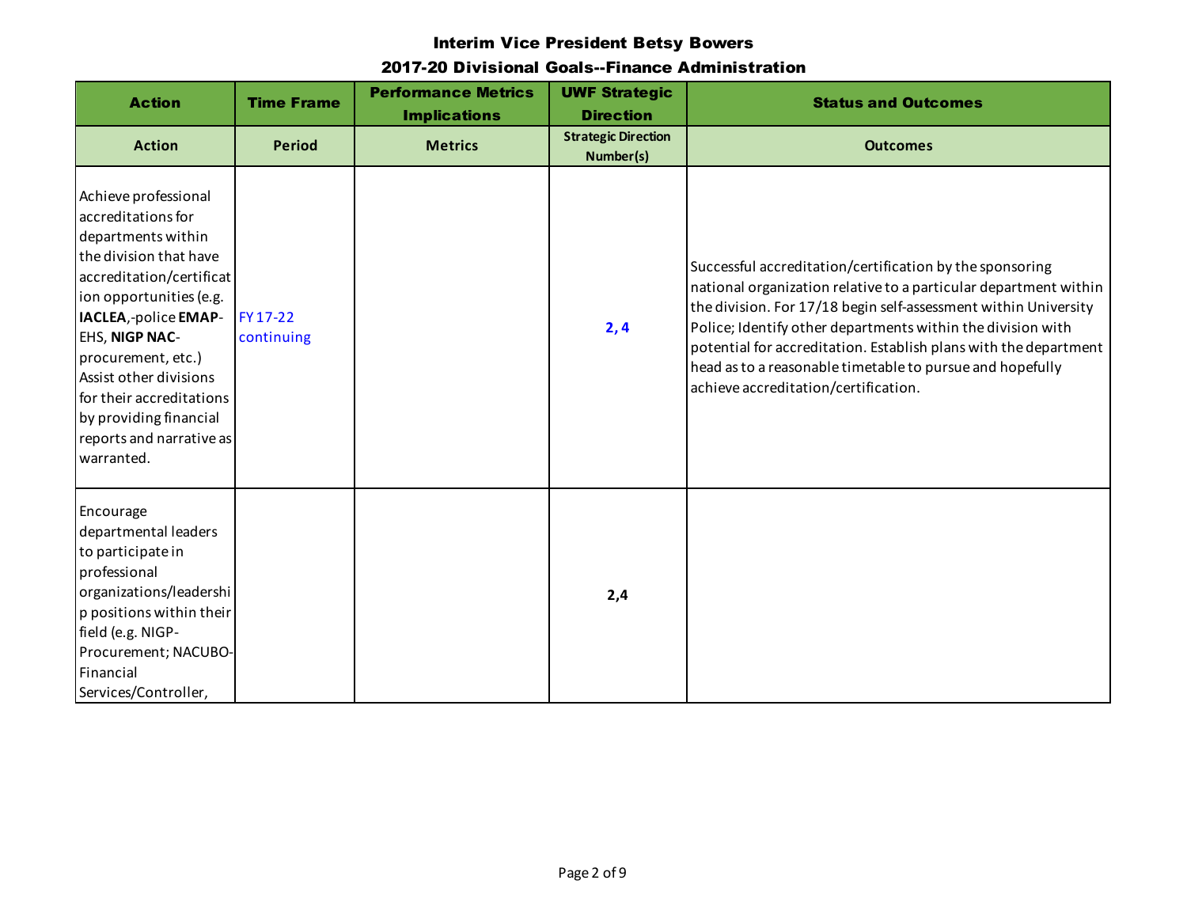**Interim Vice President Betsy Bowers**

**2017-20 Divisional Goals--Finance Administration**

| Action | Time Frame | Performance Metrics Implications | UWF Strategic Direction | Status and Outcomes |
|---|---|---|---|---|
| Action | Period | Metrics | Strategic Direction Number(s) | Outcomes |
| Achieve professional accreditations for departments within the division that have accreditation/certification opportunities (e.g. **IACLEA**,-police **EMAP**-EHS, **NIGP NAC**-procurement, etc.) Assist other divisions for their accreditations by providing financial reports and narrative as warranted. | FY 17-22 continuing | | **2, 4** | Successful accreditation/certification by the sponsoring national organization relative to a particular department within the division. For 17/18 begin self-assessment within University Police; Identify other departments within the division with potential for accreditation. Establish plans with the department head as to a reasonable timetable to pursue and hopefully achieve accreditation/certification. |
| Encourage departmental leaders to participate in professional organizations/leadership positions within their field (e.g. NIGP-Procurement; NACUBO-Financial Services/Controller, | | | **2,4** | |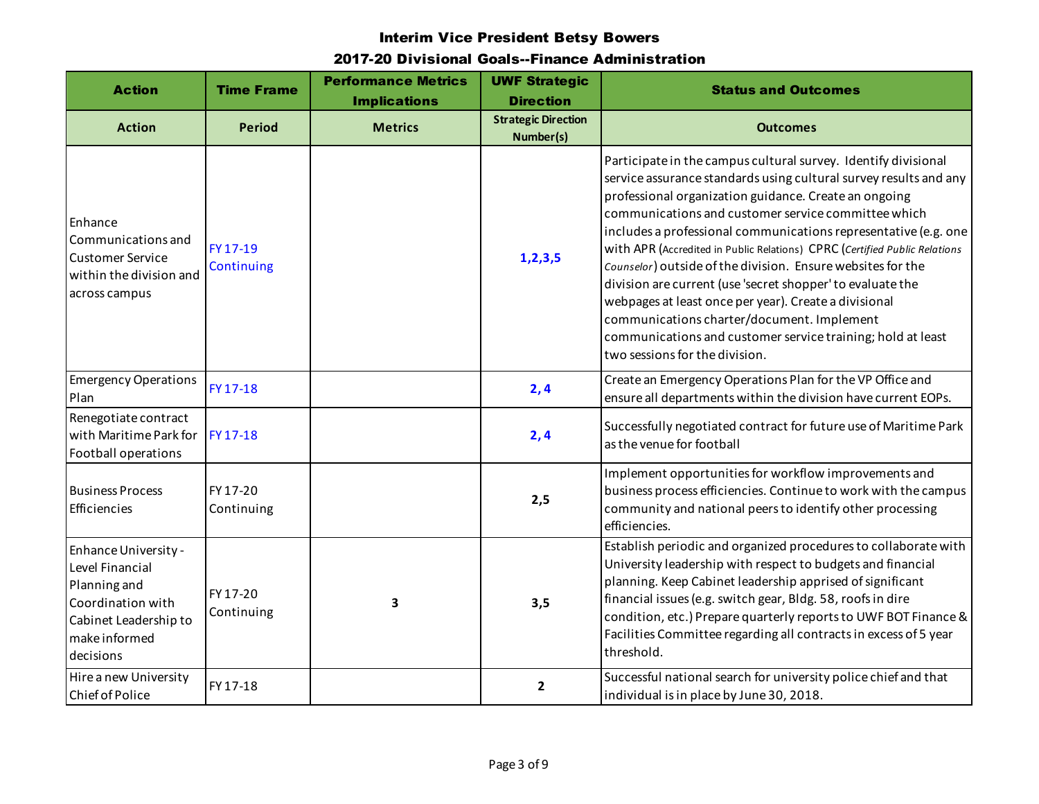# Interim Vice President Betsy Bowers

## 2017-20 Divisional Goals--Finance Administration

| Action | Time Frame | Performance Metrics Implications | UWF Strategic Direction | Status and Outcomes |
|---|---|---|---|---|
| Action | Period | Metrics | Strategic Direction Number(s) | Outcomes |
| Enhance Communications and Customer Service within the division and across campus | FY 17-19 Continuing | | 1,2,3,5 | Participate in the campus cultural survey. Identify divisional service assurance standards using cultural survey results and any professional organization guidance. Create an ongoing communications and customer service committee which includes a professional communications representative (e.g. one with APR (Accredited in Public Relations) CPRC (*Certified Public Relations Counselor*) outside of the division. Ensure websites for the division are current (use 'secret shopper' to evaluate the webpages at least once per year). Create a divisional communications charter/document. Implement communications and customer service training; hold at least two sessions for the division. |
| Emergency Operations Plan | FY 17-18 | | 2, 4 | Create an Emergency Operations Plan for the VP Office and ensure all departments within the division have current EOPs. |
| Renegotiate contract with Maritime Park for Football operations | FY 17-18 | | 2, 4 | Successfully negotiated contract for future use of Maritime Park as the venue for football |
| Business Process Efficiencies | FY 17-20 Continuing | | 2,5 | Implement opportunities for workflow improvements and business process efficiencies. Continue to work with the campus community and national peers to identify other processing efficiencies. |
| Enhance University - Level Financial Planning and Coordination with Cabinet Leadership to make informed decisions | FY 17-20 Continuing | 3 | 3,5 | Establish periodic and organized procedures to collaborate with University leadership with respect to budgets and financial planning. Keep Cabinet leadership apprised of significant financial issues (e.g. switch gear, Bldg. 58, roofs in dire condition, etc.) Prepare quarterly reports to UWF BOT Finance & Facilities Committee regarding all contracts in excess of 5 year threshold. |
| Hire a new University Chief of Police | FY 17-18 | | 2 | Successful national search for university police chief and that individual is in place by June 30, 2018. |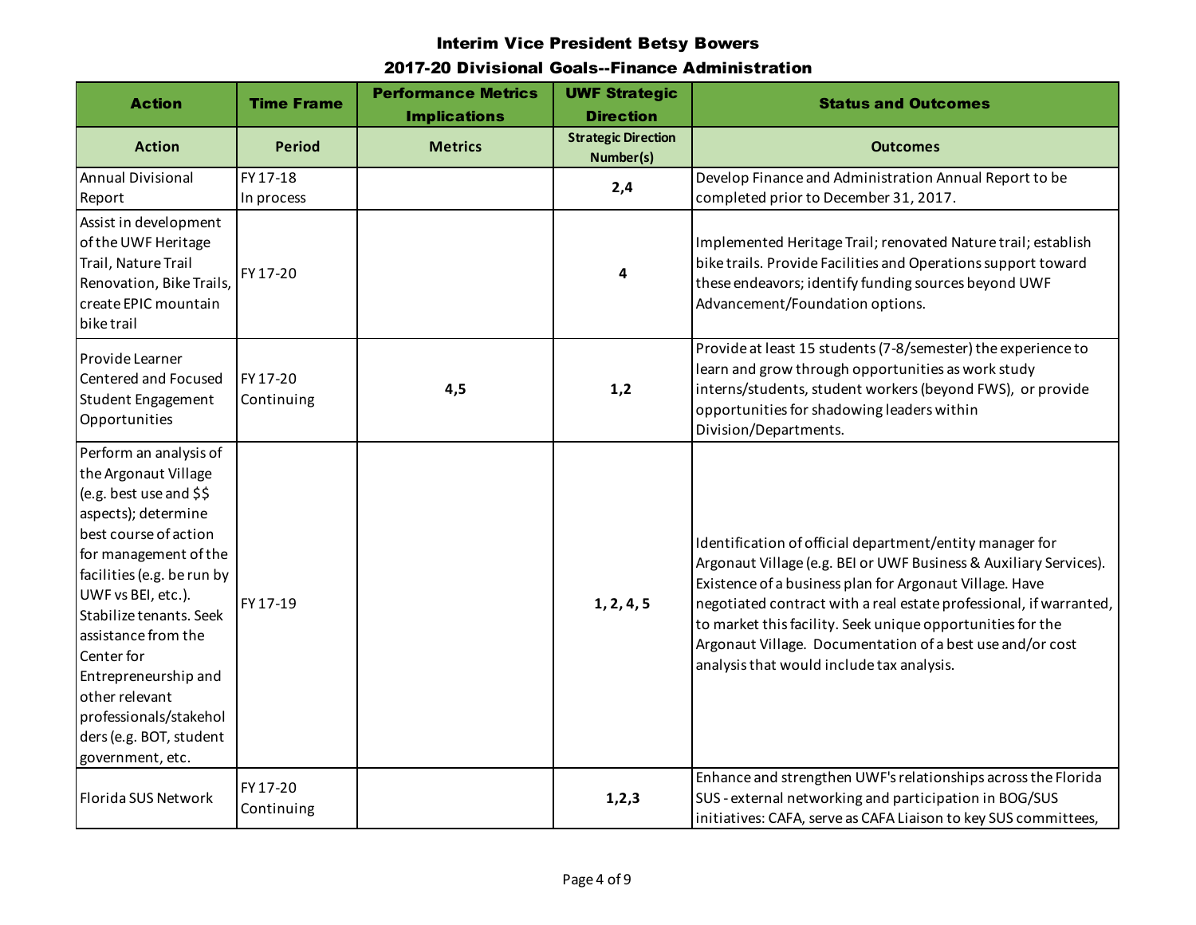# Interim Vice President Betsy Bowers

## 2017-20 Divisional Goals--Finance Administration

| Action | Time Frame | Performance Metrics Implications | UWF Strategic Direction | Status and Outcomes |
|---|---|---|---|---|
| **Action** | **Period** | **Metrics** | **Strategic Direction Number(s)** | **Outcomes** |
| Annual Divisional Report | FY 17-18 In process | | **2,4** | Develop Finance and Administration Annual Report to be completed prior to December 31, 2017. |
| Assist in development of the UWF Heritage Trail, Nature Trail Renovation, Bike Trails, create EPIC mountain bike trail | FY 17-20 | | **4** | Implemented Heritage Trail; renovated Nature trail; establish bike trails. Provide Facilities and Operations support toward these endeavors; identify funding sources beyond UWF Advancement/Foundation options. |
| Provide Learner Centered and Focused Student Engagement Opportunities | FY 17-20 Continuing | **4,5** | **1,2** | Provide at least 15 students (7-8/semester) the experience to learn and grow through opportunities as work study interns/students, student workers (beyond FWS), or provide opportunities for shadowing leaders within Division/Departments. |
| Perform an analysis of the Argonaut Village (e.g. best use and $$ aspects); determine best course of action for management of the facilities (e.g. be run by UWF vs BEI, etc.). Stabilize tenants. Seek assistance from the Center for Entrepreneurship and other relevant professionals/stakeholders (e.g. BOT, student government, etc. | FY 17-19 | | **1, 2, 4, 5** | Identification of official department/entity manager for Argonaut Village (e.g. BEI or UWF Business & Auxiliary Services). Existence of a business plan for Argonaut Village. Have negotiated contract with a real estate professional, if warranted, to market this facility. Seek unique opportunities for the Argonaut Village. Documentation of a best use and/or cost analysis that would include tax analysis. |
| Florida SUS Network | FY 17-20 Continuing | | **1,2,3** | Enhance and strengthen UWF's relationships across the Florida SUS - external networking and participation in BOG/SUS initiatives: CAFA, serve as CAFA Liaison to key SUS committees, |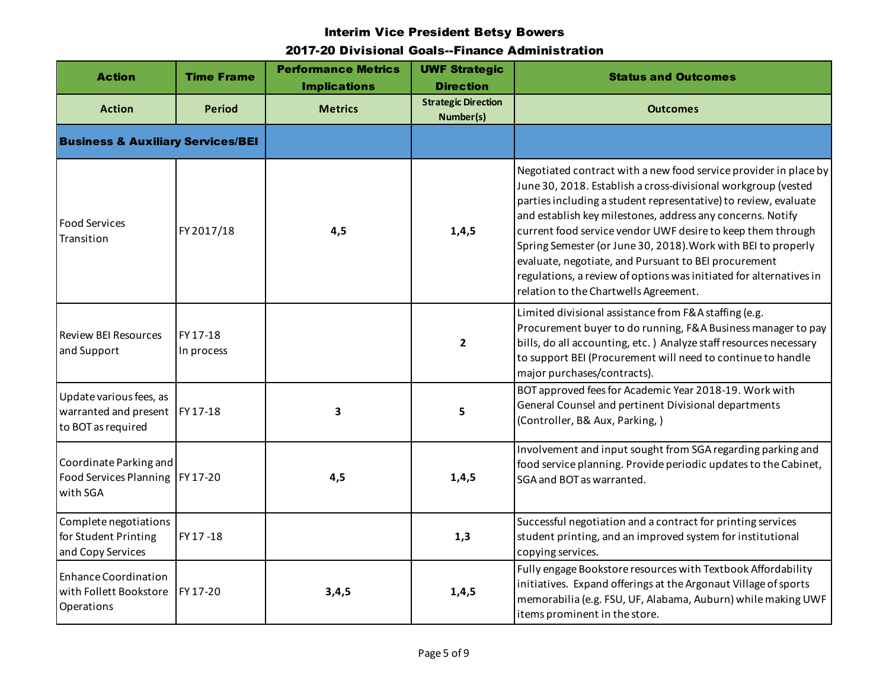## Interim Vice President Betsy Bowers

## 2017-20 Divisional Goals--Finance Administration

| Action | Time Frame | Performance Metrics Implications | UWF Strategic Direction | Status and Outcomes |
|---|---|---|---|---|
| Action | Period | Metrics | Strategic Direction Number(s) | Outcomes |
| **Business & Auxiliary Services/BEI** | | | | |
| Food Services Transition | FY 2017/18 | 4,5 | 1,4,5 | Negotiated contract with a new food service provider in place by June 30, 2018. Establish a cross-divisional workgroup (vested parties including a student representative) to review, evaluate and establish key milestones, address any concerns. Notify current food service vendor UWF desire to keep them through Spring Semester (or June 30, 2018).Work with BEI to properly evaluate, negotiate, and Pursuant to BEI procurement regulations, a review of options was initiated for alternatives in relation to the Chartwells Agreement. |
| Review BEI Resources and Support | FY 17-18 In process | | 2 | Limited divisional assistance from F&A staffing (e.g. Procurement buyer to do running, F&A Business manager to pay bills, do all accounting, etc. ) Analyze staff resources necessary to support BEI (Procurement will need to continue to handle major purchases/contracts). |
| Update various fees, as warranted and present to BOT as required | FY 17-18 | 3 | 5 | BOT approved fees for Academic Year 2018-19. Work with General Counsel and pertinent Divisional departments (Controller, B& Aux, Parking, ) |
| Coordinate Parking and Food Services Planning with SGA | FY 17-20 | 4,5 | 1,4,5 | Involvement and input sought from SGA regarding parking and food service planning. Provide periodic updates to the Cabinet, SGA and BOT as warranted. |
| Complete negotiations for Student Printing and Copy Services | FY 17 -18 | | 1,3 | Successful negotiation and a contract for printing services student printing, and an improved system for institutional copying services. |
| Enhance Coordination with Follett Bookstore Operations | FY 17-20 | 3,4,5 | 1,4,5 | Fully engage Bookstore resources with Textbook Affordability initiatives. Expand offerings at the Argonaut Village of sports memorabilia (e.g. FSU, UF, Alabama, Auburn) while making UWF items prominent in the store. |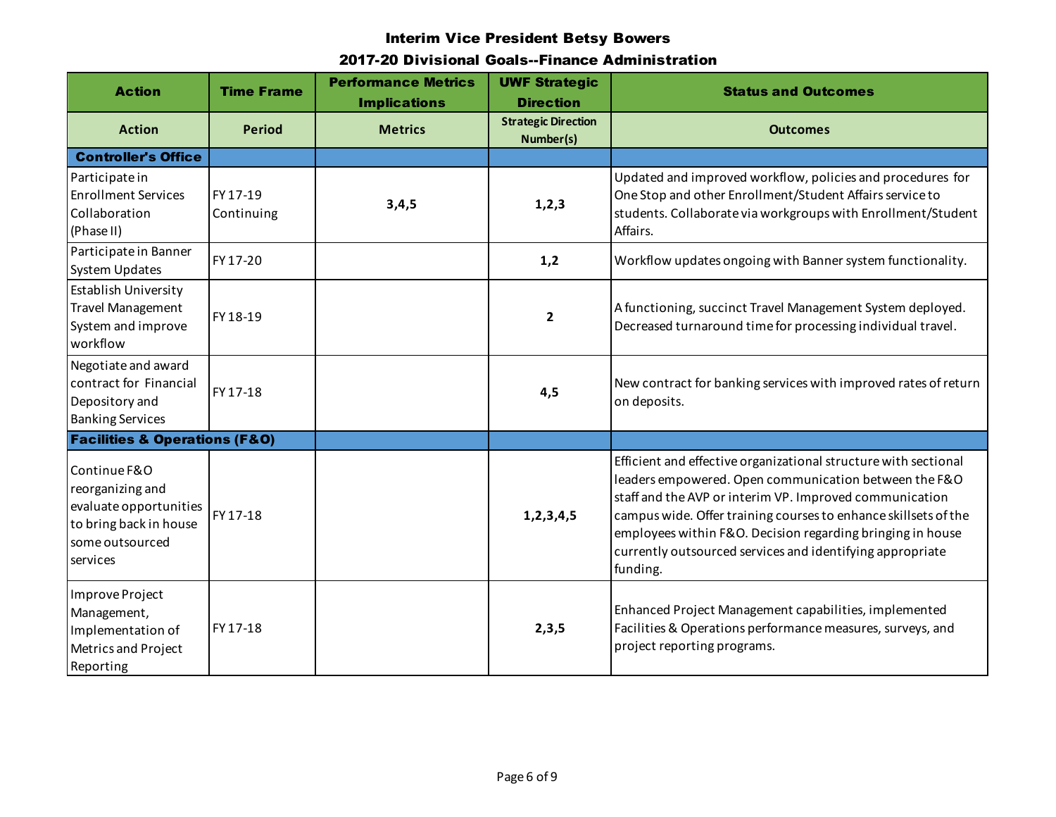## Interim Vice President Betsy Bowers

## 2017-20 Divisional Goals--Finance Administration

| Action | Time Frame | Performance Metrics Implications | UWF Strategic Direction | Status and Outcomes |
|---|---|---|---|---|
| Action | Period | Metrics | Strategic Direction Number(s) | Outcomes |
| **Controller's Office** | | | | |
| Participate in Enrollment Services Collaboration (Phase II) | FY 17-19 Continuing | 3,4,5 | 1,2,3 | Updated and improved workflow, policies and procedures for One Stop and other Enrollment/Student Affairs service to students. Collaborate via workgroups with Enrollment/Student Affairs. |
| Participate in Banner System Updates | FY 17-20 | | 1,2 | Workflow updates ongoing with Banner system functionality. |
| Establish University Travel Management System and improve workflow | FY 18-19 | | 2 | A functioning, succinct Travel Management System deployed. Decreased turnaround time for processing individual travel. |
| Negotiate and award contract for Financial Depository and Banking Services | FY 17-18 | | 4,5 | New contract for banking services with improved rates of return on deposits. |
| **Facilities & Operations (F&O)** | | | | |
| Continue F&O reorganizing and evaluate opportunities to bring back in house some outsourced services | FY 17-18 | | 1,2,3,4,5 | Efficient and effective organizational structure with sectional leaders empowered. Open communication between the F&O staff and the AVP or interim VP. Improved communication campus wide. Offer training courses to enhance skillsets of the employees within F&O. Decision regarding bringing in house currently outsourced services and identifying appropriate funding. |
| Improve Project Management, Implementation of Metrics and Project Reporting | FY 17-18 | | 2,3,5 | Enhanced Project Management capabilities, implemented Facilities & Operations performance measures, surveys, and project reporting programs. |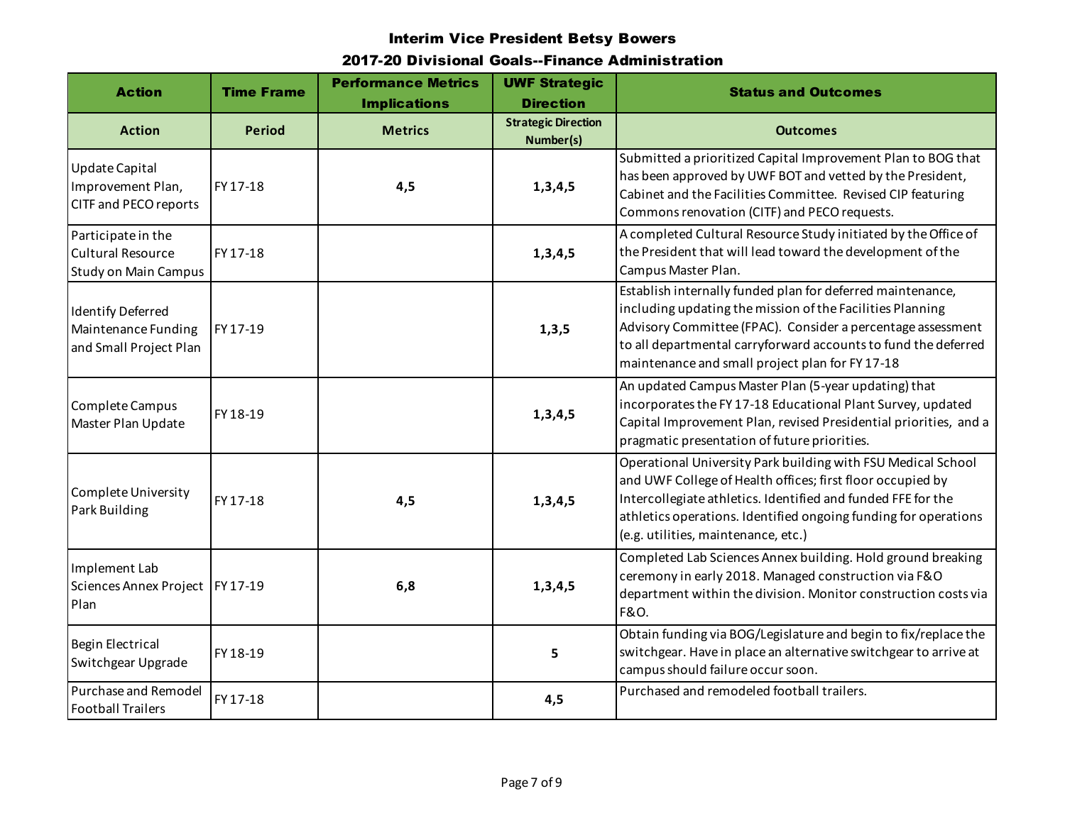## Interim Vice President Betsy Bowers

## 2017-20 Divisional Goals--Finance Administration

| Action | Time Frame | Performance Metrics Implications | UWF Strategic Direction | Status and Outcomes |
|---|---|---|---|---|
| **Action** | **Period** | **Metrics** | **Strategic Direction Number(s)** | **Outcomes** |
| Update Capital Improvement Plan, CITF and PECO reports | FY 17-18 | 4,5 | 1,3,4,5 | Submitted a prioritized Capital Improvement Plan to BOG that has been approved by UWF BOT and vetted by the President, Cabinet and the Facilities Committee. Revised CIP featuring Commons renovation (CITF) and PECO requests. |
| Participate in the Cultural Resource Study on Main Campus | FY 17-18 | | 1,3,4,5 | A completed Cultural Resource Study initiated by the Office of the President that will lead toward the development of the Campus Master Plan. |
| Identify Deferred Maintenance Funding and Small Project Plan | FY 17-19 | | 1,3,5 | Establish internally funded plan for deferred maintenance, including updating the mission of the Facilities Planning Advisory Committee (FPAC). Consider a percentage assessment to all departmental carryforward accounts to fund the deferred maintenance and small project plan for FY 17-18 |
| Complete Campus Master Plan Update | FY 18-19 | | 1,3,4,5 | An updated Campus Master Plan (5-year updating) that incorporates the FY 17-18 Educational Plant Survey, updated Capital Improvement Plan, revised Presidential priorities, and a pragmatic presentation of future priorities. |
| Complete University Park Building | FY 17-18 | 4,5 | 1,3,4,5 | Operational University Park building with FSU Medical School and UWF College of Health offices; first floor occupied by Intercollegiate athletics. Identified and funded FFE for the athletics operations. Identified ongoing funding for operations (e.g. utilities, maintenance, etc.) |
| Implement Lab Sciences Annex Project Plan | FY 17-19 | 6,8 | 1,3,4,5 | Completed Lab Sciences Annex building. Hold ground breaking ceremony in early 2018. Managed construction via F&O department within the division. Monitor construction costs via F&O. |
| Begin Electrical Switchgear Upgrade | FY 18-19 | | 5 | Obtain funding via BOG/Legislature and begin to fix/replace the switchgear. Have in place an alternative switchgear to arrive at campus should failure occur soon. |
| Purchase and Remodel Football Trailers | FY 17-18 | | 4,5 | Purchased and remodeled football trailers. |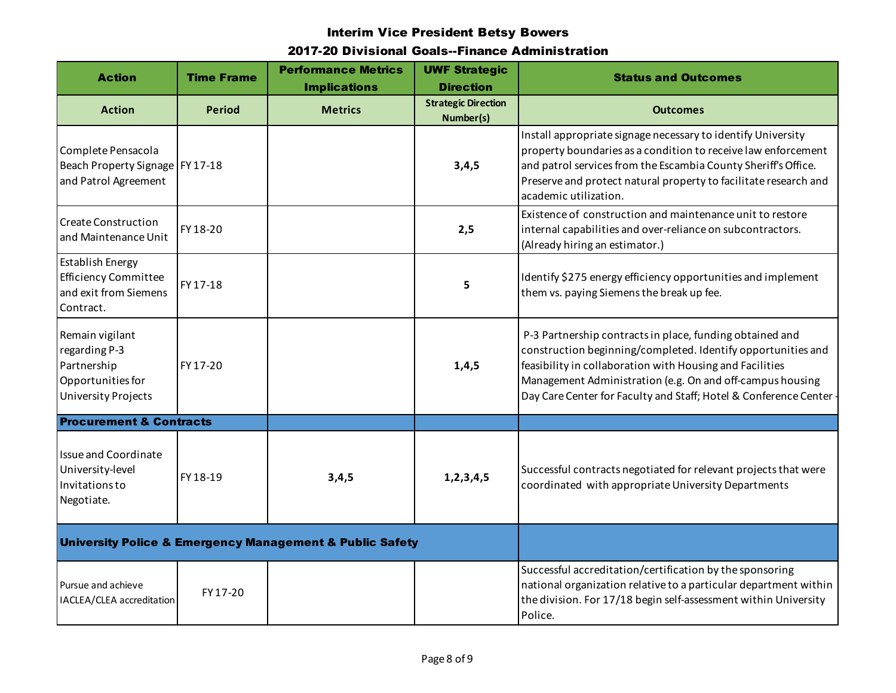# Interim Vice President Betsy Bowers

## 2017-20 Divisional Goals--Finance Administration

| Action | Time Frame | Performance Metrics Implications | UWF Strategic Direction | Status and Outcomes |
|---|---|---|---|---|
| Action | Period | Metrics | Strategic Direction Number(s) | Outcomes |
| Complete Pensacola Beach Property Signage and Patrol Agreement | FY 17-18 | | 3,4,5 | Install appropriate signage necessary to identify University property boundaries as a condition to receive law enforcement and patrol services from the Escambia County Sheriff's Office. Preserve and protect natural property to facilitate research and academic utilization. |
| Create Construction and Maintenance Unit | FY 18-20 | | 2,5 | Existence of construction and maintenance unit to restore internal capabilities and over-reliance on subcontractors. (Already hiring an estimator.) |
| Establish Energy Efficiency Committee and exit from Siemens Contract. | FY 17-18 | | 5 | Identify $275 energy efficiency opportunities and implement them vs. paying Siemens the break up fee. |
| Remain vigilant regarding P-3 Partnership Opportunities for University Projects | FY 17-20 | | 1,4,5 | P-3 Partnership contracts in place, funding obtained and construction beginning/completed. Identify opportunities and feasibility in collaboration with Housing and Facilities Management Administration (e.g. On and off-campus housing Day Care Center for Faculty and Staff; Hotel & Conference Center - |
| **Procurement & Contracts** | | | | |
| Issue and Coordinate University-level Invitations to Negotiate. | FY 18-19 | 3,4,5 | 1,2,3,4,5 | Successful contracts negotiated for relevant projects that were coordinated with appropriate University Departments |
| **University Police & Emergency Management & Public Safety** | | | | |
| Pursue and achieve IACLEA/CLEA accreditation | FY 17-20 | | | Successful accreditation/certification by the sponsoring national organization relative to a particular department within the division. For 17/18 begin self-assessment within University Police. |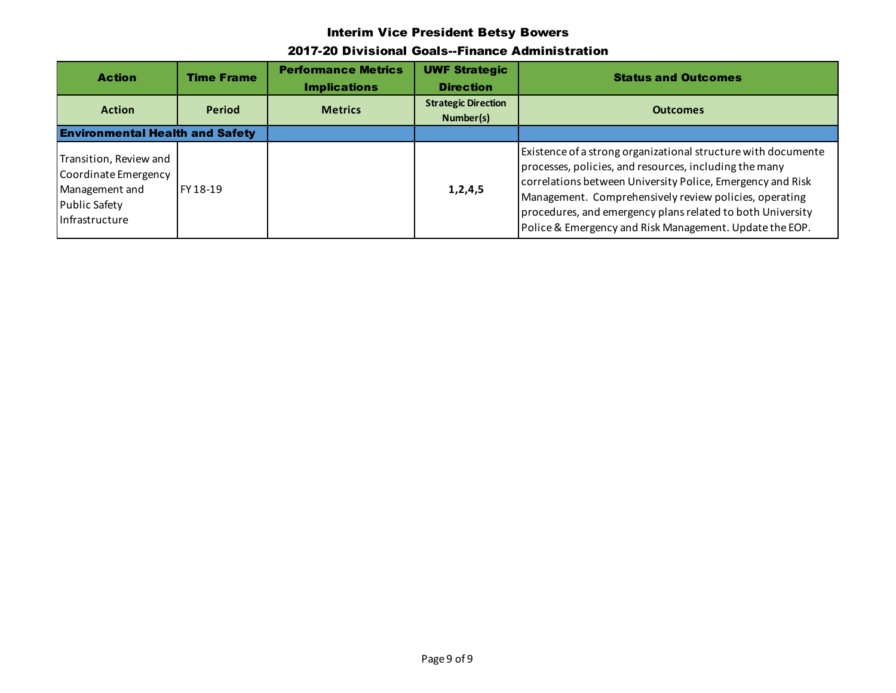# Interim Vice President Betsy Bowers

## 2017-20 Divisional Goals--Finance Administration

| Action | Time Frame | Performance Metrics Implications | UWF Strategic Direction | Status and Outcomes |
|---|---|---|---|---|
| Action | Period | Metrics | Strategic Direction Number(s) | Outcomes |
| **Environmental Health and Safety** | | | | |
| Transition, Review and Coordinate Emergency Management and Public Safety Infrastructure | FY 18-19 | | **1,2,4,5** | Existence of a strong organizational structure with documente processes, policies, and resources, including the many correlations between University Police, Emergency and Risk Management. Comprehensively review policies, operating procedures, and emergency plans related to both University Police & Emergency and Risk Management. Update the EOP. |